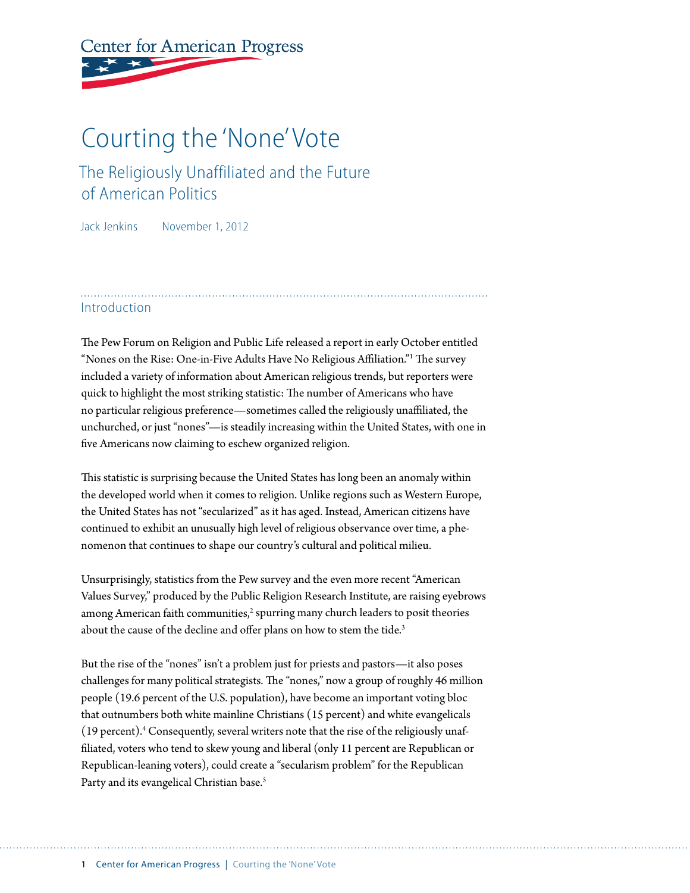Center for American Progress

# Courting the 'None' Vote

## The Religiously Unaffiliated and the Future of American Politics

Jack Jenkins    November 1, 2012

## Introduction

The Pew Forum on Religion and Public Life released a report in early October entitled "Nones on the Rise: One-in-Five Adults Have No Religious Affiliation."[1] The survey included a variety of information about American religious trends, but reporters were quick to highlight the most striking statistic: The number of Americans who have no particular religious preference—sometimes called the religiously unaffiliated, the unchurched, or just "nones"—is steadily increasing within the United States, with one in five Americans now claiming to eschew organized religion.

This statistic is surprising because the United States has long been an anomaly within the developed world when it comes to religion. Unlike regions such as Western Europe, the United States has not "secularized" as it has aged. Instead, American citizens have continued to exhibit an unusually high level of religious observance over time, a phenomenon that continues to shape our country's cultural and political milieu.

Unsurprisingly, statistics from the Pew survey and the even more recent "American Values Survey," produced by the Public Religion Research Institute, are raising eyebrows among American faith communities,[2] spurring many church leaders to posit theories about the cause of the decline and offer plans on how to stem the tide.[3]

But the rise of the "nones" isn't a problem just for priests and pastors—it also poses challenges for many political strategists. The "nones," now a group of roughly 46 million people (19.6 percent of the U.S. population), have become an important voting bloc that outnumbers both white mainline Christians (15 percent) and white evangelicals (19 percent).[4] Consequently, several writers note that the rise of the religiously unaffiliated, voters who tend to skew young and liberal (only 11 percent are Republican or Republican-leaning voters), could create a "secularism problem" for the Republican Party and its evangelical Christian base.[5]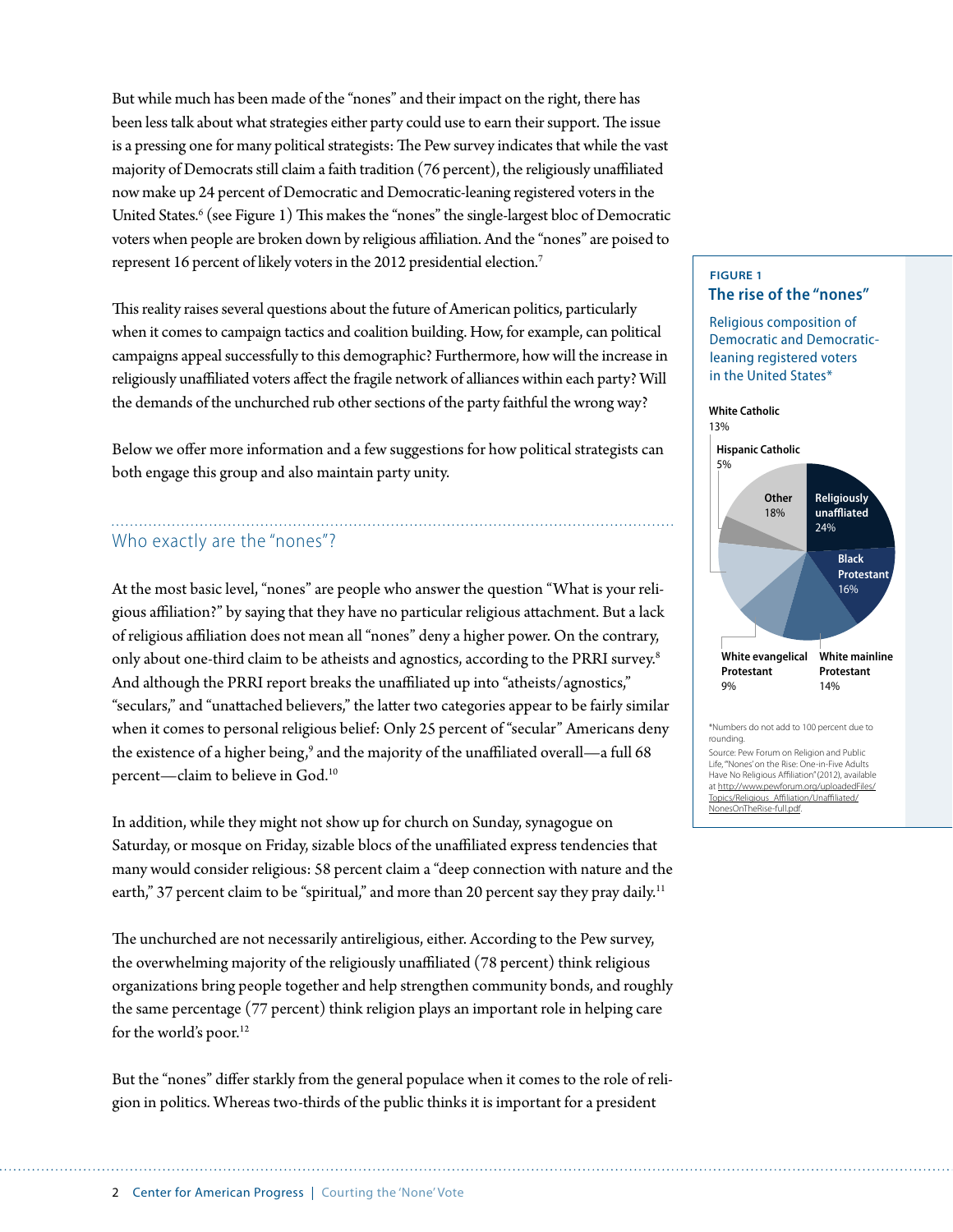But while much has been made of the "nones" and their impact on the right, there has been less talk about what strategies either party could use to earn their support. The issue is a pressing one for many political strategists: The Pew survey indicates that while the vast majority of Democrats still claim a faith tradition (76 percent), the religiously unaffiliated now make up 24 percent of Democratic and Democratic-leaning registered voters in the United States.[6] (see Figure 1) This makes the "nones" the single-largest bloc of Democratic voters when people are broken down by religious affiliation. And the "nones" are poised to represent 16 percent of likely voters in the 2012 presidential election.[7]

This reality raises several questions about the future of American politics, particularly when it comes to campaign tactics and coalition building. How, for example, can political campaigns appeal successfully to this demographic? Furthermore, how will the increase in religiously unaffiliated voters affect the fragile network of alliances within each party? Will the demands of the unchurched rub other sections of the party faithful the wrong way?

Below we offer more information and a few suggestions for how political strategists can both engage this group and also maintain party unity.

**FIGURE 1**

**The rise of the "nones"**

Religious composition of Democratic and Democratic-leaning registered voters in the United States*

| Group | Percent |
|---|---|
| Religiously unaffiliated | 24% |
| Black Protestant | 16% |
| White mainline Protestant | 14% |
| White evangelical Protestant | 9% |
| White Catholic | 13% |
| Hispanic Catholic | 5% |
| Other | 18% |

*Numbers do not add to 100 percent due to rounding.

Source: Pew Forum on Religion and Public Life, "'Nones' on the Rise: One-in-Five Adults Have No Religious Affiliation" (2012), available at http://www.pewforum.org/uploadedFiles/Topics/Religious_Affiliation/Unaffiliated/NonesOnTheRise-full.pdf.

## Who exactly are the "nones"?

At the most basic level, "nones" are people who answer the question "What is your religious affiliation?" by saying that they have no particular religious attachment. But a lack of religious affiliation does not mean all "nones" deny a higher power. On the contrary, only about one-third claim to be atheists and agnostics, according to the PRRI survey.[8] And although the PRRI report breaks the unaffiliated up into "atheists/agnostics," "seculars," and "unattached believers," the latter two categories appear to be fairly similar when it comes to personal religious belief: Only 25 percent of "secular" Americans deny the existence of a higher being,[9] and the majority of the unaffiliated overall—a full 68 percent—claim to believe in God.[10]

In addition, while they might not show up for church on Sunday, synagogue on Saturday, or mosque on Friday, sizable blocs of the unaffiliated express tendencies that many would consider religious: 58 percent claim a "deep connection with nature and the earth," 37 percent claim to be "spiritual," and more than 20 percent say they pray daily.[11]

The unchurched are not necessarily antireligious, either. According to the Pew survey, the overwhelming majority of the religiously unaffiliated (78 percent) think religious organizations bring people together and help strengthen community bonds, and roughly the same percentage (77 percent) think religion plays an important role in helping care for the world's poor.[12]

But the "nones" differ starkly from the general populace when it comes to the role of religion in politics. Whereas two-thirds of the public thinks it is important for a president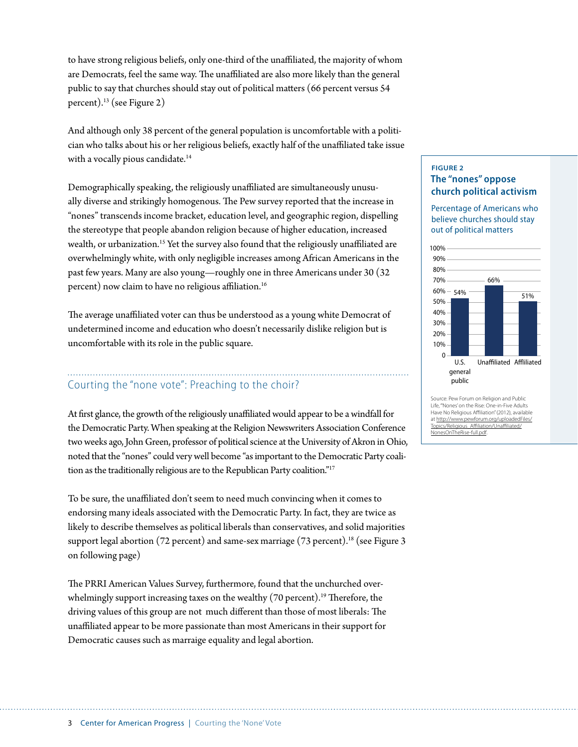to have strong religious beliefs, only one-third of the unaffiliated, the majority of whom are Democrats, feel the same way. The unaffiliated are also more likely than the general public to say that churches should stay out of political matters (66 percent versus 54 percent).[13] (see Figure 2)

And although only 38 percent of the general population is uncomfortable with a politician who talks about his or her religious beliefs, exactly half of the unaffiliated take issue with a vocally pious candidate.[14]

Demographically speaking, the religiously unaffiliated are simultaneously unusually diverse and strikingly homogenous. The Pew survey reported that the increase in "nones" transcends income bracket, education level, and geographic region, dispelling the stereotype that people abandon religion because of higher education, increased wealth, or urbanization.[15] Yet the survey also found that the religiously unaffiliated are overwhelmingly white, with only negligible increases among African Americans in the past few years. Many are also young—roughly one in three Americans under 30 (32 percent) now claim to have no religious affiliation.[16]

The average unaffiliated voter can thus be understood as a young white Democrat of undetermined income and education who doesn't necessarily dislike religion but is uncomfortable with its role in the public square.

**FIGURE 2**

**The "nones" oppose church political activism**

Percentage of Americans who believe churches should stay out of political matters

| | Percentage |
|---|---|
| U.S. general public | 54% |
| Unaffiliated | 66% |
| Affiliated | 51% |

Source: Pew Forum on Religion and Public Life, "'Nones' on the Rise: One-in-Five Adults Have No Religious Affiliation" (2012), available at http://www.pewforum.org/uploadedFiles/Topics/Religious_Affiliation/Unaffiliated/NonesOnTheRise-full.pdf.

## Courting the "none vote": Preaching to the choir?

At first glance, the growth of the religiously unaffiliated would appear to be a windfall for the Democratic Party. When speaking at the Religion Newswriters Association Conference two weeks ago, John Green, professor of political science at the University of Akron in Ohio, noted that the "nones" could very well become "as important to the Democratic Party coalition as the traditionally religious are to the Republican Party coalition."[17]

To be sure, the unaffiliated don't seem to need much convincing when it comes to endorsing many ideals associated with the Democratic Party. In fact, they are twice as likely to describe themselves as political liberals than conservatives, and solid majorities support legal abortion (72 percent) and same-sex marriage (73 percent).[18] (see Figure 3 on following page)

The PRRI American Values Survey, furthermore, found that the unchurched overwhelmingly support increasing taxes on the wealthy (70 percent).[19] Therefore, the driving values of this group are not much different than those of most liberals: The unaffiliated appear to be more passionate than most Americans in their support for Democratic causes such as marraige equality and legal abortion.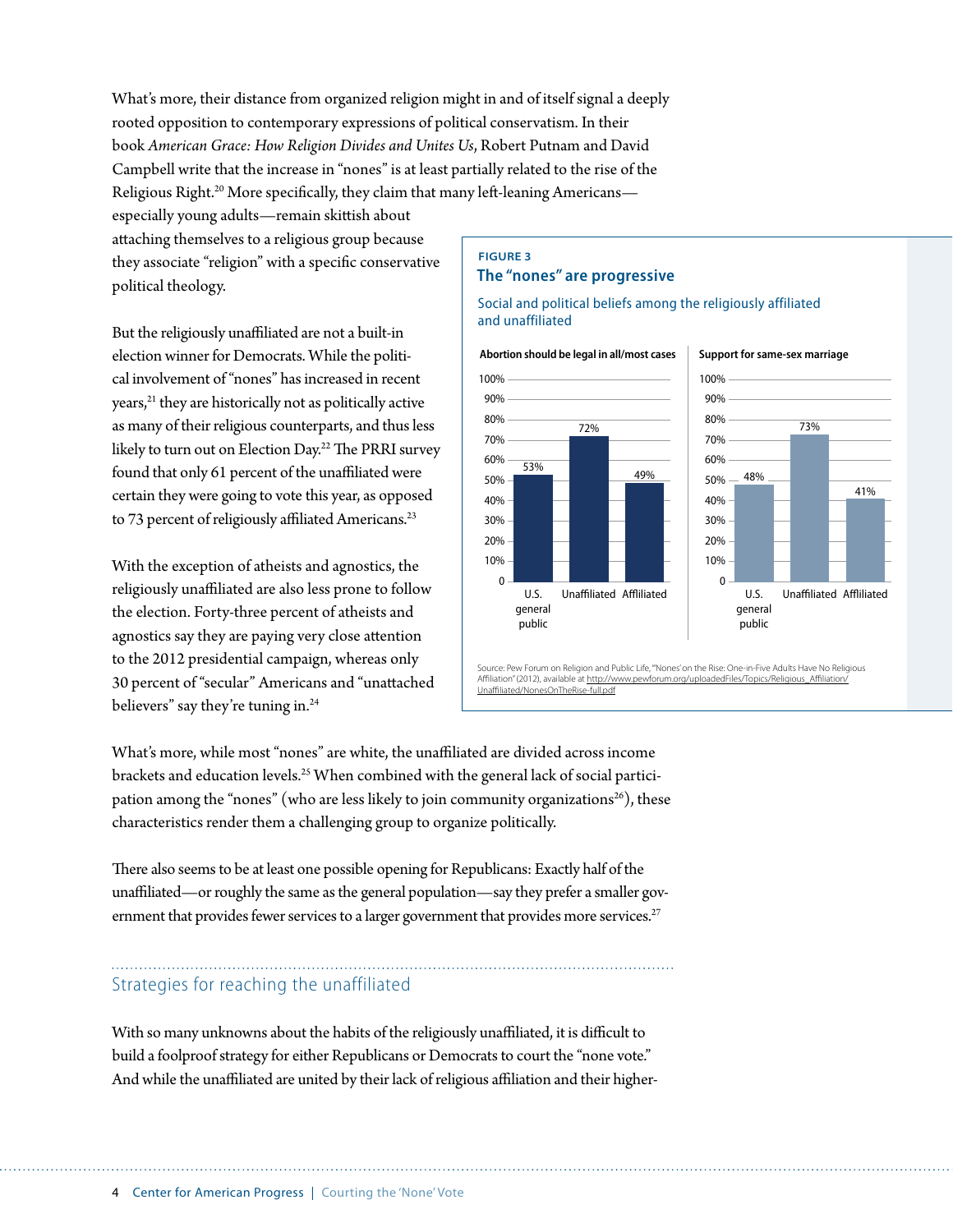What's more, their distance from organized religion might in and of itself signal a deeply rooted opposition to contemporary expressions of political conservatism. In their book *American Grace: How Religion Divides and Unites Us*, Robert Putnam and David Campbell write that the increase in "nones" is at least partially related to the rise of the Religious Right.[20] More specifically, they claim that many left-leaning Americans—especially young adults—remain skittish about attaching themselves to a religious group because they associate "religion" with a specific conservative political theology.

But the religiously unaffiliated are not a built-in election winner for Democrats. While the political involvement of "nones" has increased in recent years,[21] they are historically not as politically active as many of their religious counterparts, and thus less likely to turn out on Election Day.[22] The PRRI survey found that only 61 percent of the unaffiliated were certain they were going to vote this year, as opposed to 73 percent of religiously affiliated Americans.[23]

With the exception of atheists and agnostics, the religiously unaffiliated are also less prone to follow the election. Forty-three percent of atheists and agnostics say they are paying very close attention to the 2012 presidential campaign, whereas only 30 percent of "secular" Americans and "unattached believers" say they're tuning in.[24]

**FIGURE 3**

**The "nones" are progressive**

Social and political beliefs among the religiously affiliated and unaffiliated

| | U.S. general public | Unaffiliated | Affiliated |
|---|---|---|---|
| Abortion should be legal in all/most cases | 53% | 72% | 49% |
| Support for same-sex marriage | 48% | 73% | 41% |

Source: Pew Forum on Religion and Public Life, "'Nones' on the Rise: One-in-Five Adults Have No Religious Affiliation" (2012), available at http://www.pewforum.org/uploadedFiles/Topics/Religious_Affiliation/Unaffiliated/NonesOnTheRise-full.pdf

What's more, while most "nones" are white, the unaffiliated are divided across income brackets and education levels.[25] When combined with the general lack of social participation among the "nones" (who are less likely to join community organizations[26]), these characteristics render them a challenging group to organize politically.

There also seems to be at least one possible opening for Republicans: Exactly half of the unaffiliated—or roughly the same as the general population—say they prefer a smaller government that provides fewer services to a larger government that provides more services.[27]

## Strategies for reaching the unaffiliated

With so many unknowns about the habits of the religiously unaffiliated, it is difficult to build a foolproof strategy for either Republicans or Democrats to court the "none vote." And while the unaffiliated are united by their lack of religious affiliation and their higher-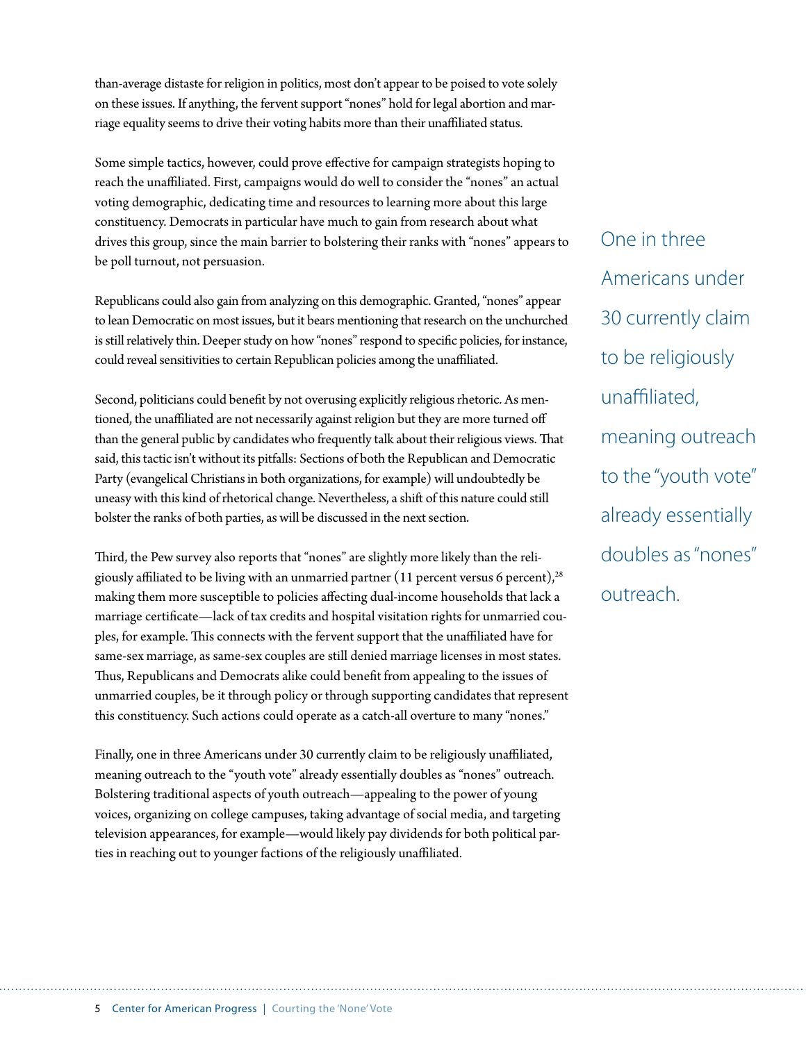than-average distaste for religion in politics, most don't appear to be poised to vote solely on these issues. If anything, the fervent support "nones" hold for legal abortion and marriage equality seems to drive their voting habits more than their unaffiliated status.

Some simple tactics, however, could prove effective for campaign strategists hoping to reach the unaffiliated. First, campaigns would do well to consider the "nones" an actual voting demographic, dedicating time and resources to learning more about this large constituency. Democrats in particular have much to gain from research about what drives this group, since the main barrier to bolstering their ranks with "nones" appears to be poll turnout, not persuasion.

Republicans could also gain from analyzing on this demographic. Granted, "nones" appear to lean Democratic on most issues, but it bears mentioning that research on the unchurched is still relatively thin. Deeper study on how "nones" respond to specific policies, for instance, could reveal sensitivities to certain Republican policies among the unaffiliated.

Second, politicians could benefit by not overusing explicitly religious rhetoric. As mentioned, the unaffiliated are not necessarily against religion but they are more turned off than the general public by candidates who frequently talk about their religious views. That said, this tactic isn't without its pitfalls: Sections of both the Republican and Democratic Party (evangelical Christians in both organizations, for example) will undoubtedly be uneasy with this kind of rhetorical change. Nevertheless, a shift of this nature could still bolster the ranks of both parties, as will be discussed in the next section.

Third, the Pew survey also reports that "nones" are slightly more likely than the religiously affiliated to be living with an unmarried partner (11 percent versus 6 percent),[28] making them more susceptible to policies affecting dual-income households that lack a marriage certificate—lack of tax credits and hospital visitation rights for unmarried couples, for example. This connects with the fervent support that the unaffiliated have for same-sex marriage, as same-sex couples are still denied marriage licenses in most states. Thus, Republicans and Democrats alike could benefit from appealing to the issues of unmarried couples, be it through policy or through supporting candidates that represent this constituency. Such actions could operate as a catch-all overture to many "nones."

Finally, one in three Americans under 30 currently claim to be religiously unaffiliated, meaning outreach to the "youth vote" already essentially doubles as "nones" outreach. Bolstering traditional aspects of youth outreach—appealing to the power of young voices, organizing on college campuses, taking advantage of social media, and targeting television appearances, for example—would likely pay dividends for both political parties in reaching out to younger factions of the religiously unaffiliated.

> One in three Americans under 30 currently claim to be religiously unaffiliated, meaning outreach to the "youth vote" already essentially doubles as "nones" outreach.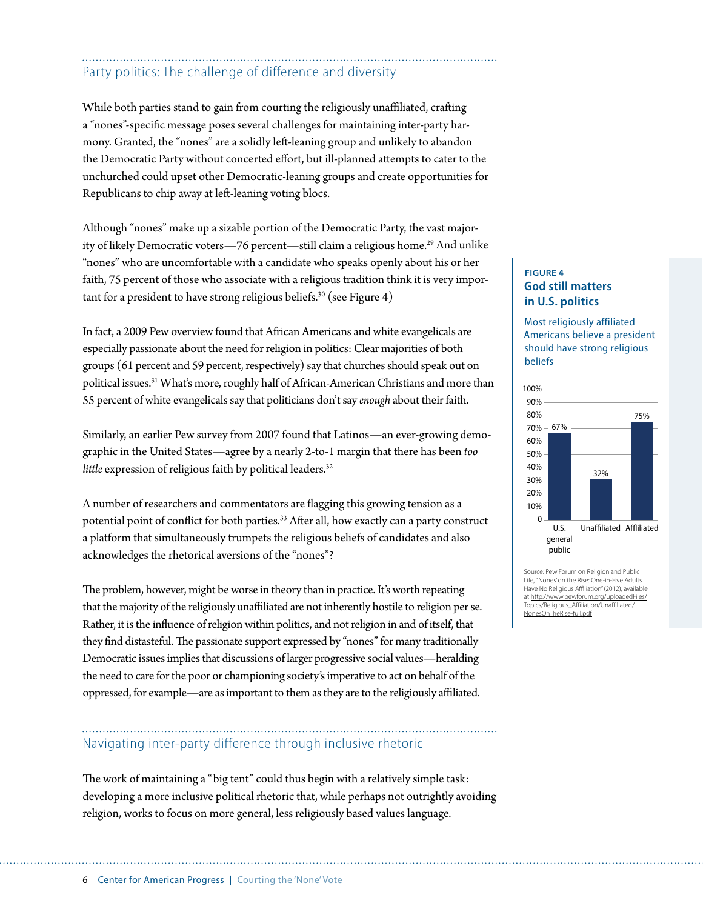## Party politics: The challenge of difference and diversity

While both parties stand to gain from courting the religiously unaffiliated, crafting a "nones"-specific message poses several challenges for maintaining inter-party harmony. Granted, the "nones" are a solidly left-leaning group and unlikely to abandon the Democratic Party without concerted effort, but ill-planned attempts to cater to the unchurched could upset other Democratic-leaning groups and create opportunities for Republicans to chip away at left-leaning voting blocs.

Although "nones" make up a sizable portion of the Democratic Party, the vast majority of likely Democratic voters—76 percent—still claim a religious home.[29] And unlike "nones" who are uncomfortable with a candidate who speaks openly about his or her faith, 75 percent of those who associate with a religious tradition think it is very important for a president to have strong religious beliefs.[30] (see Figure 4)

In fact, a 2009 Pew overview found that African Americans and white evangelicals are especially passionate about the need for religion in politics: Clear majorities of both groups (61 percent and 59 percent, respectively) say that churches should speak out on political issues.[31] What's more, roughly half of African-American Christians and more than 55 percent of white evangelicals say that politicians don't say *enough* about their faith.

Similarly, an earlier Pew survey from 2007 found that Latinos—an ever-growing demographic in the United States—agree by a nearly 2-to-1 margin that there has been *too little* expression of religious faith by political leaders.[32]

A number of researchers and commentators are flagging this growing tension as a potential point of conflict for both parties.[33] After all, how exactly can a party construct a platform that simultaneously trumpets the religious beliefs of candidates and also acknowledges the rhetorical aversions of the "nones"?

The problem, however, might be worse in theory than in practice. It's worth repeating that the majority of the religiously unaffiliated are not inherently hostile to religion per se. Rather, it is the influence of religion within politics, and not religion in and of itself, that they find distasteful. The passionate support expressed by "nones" for many traditionally Democratic issues implies that discussions of larger progressive social values—heralding the need to care for the poor or championing society's imperative to act on behalf of the oppressed, for example—are as important to them as they are to the religiously affiliated.

**FIGURE 4**
**God still matters in U.S. politics**

Most religiously affiliated Americans believe a president should have strong religious beliefs

| | Percent |
|---|---|
| U.S. general public | 67% |
| Unaffiliated | 32% |
| Affiliated | 75% |

Source: Pew Forum on Religion and Public Life, "'Nones' on the Rise: One-in-Five Adults Have No Religious Affiliation" (2012), available at http://www.pewforum.org/uploadedFiles/Topics/Religious_Affiliation/Unaffiliated/NonesOnTheRise-full.pdf

## Navigating inter-party difference through inclusive rhetoric

The work of maintaining a "big tent" could thus begin with a relatively simple task: developing a more inclusive political rhetoric that, while perhaps not outrightly avoiding religion, works to focus on more general, less religiously based values language.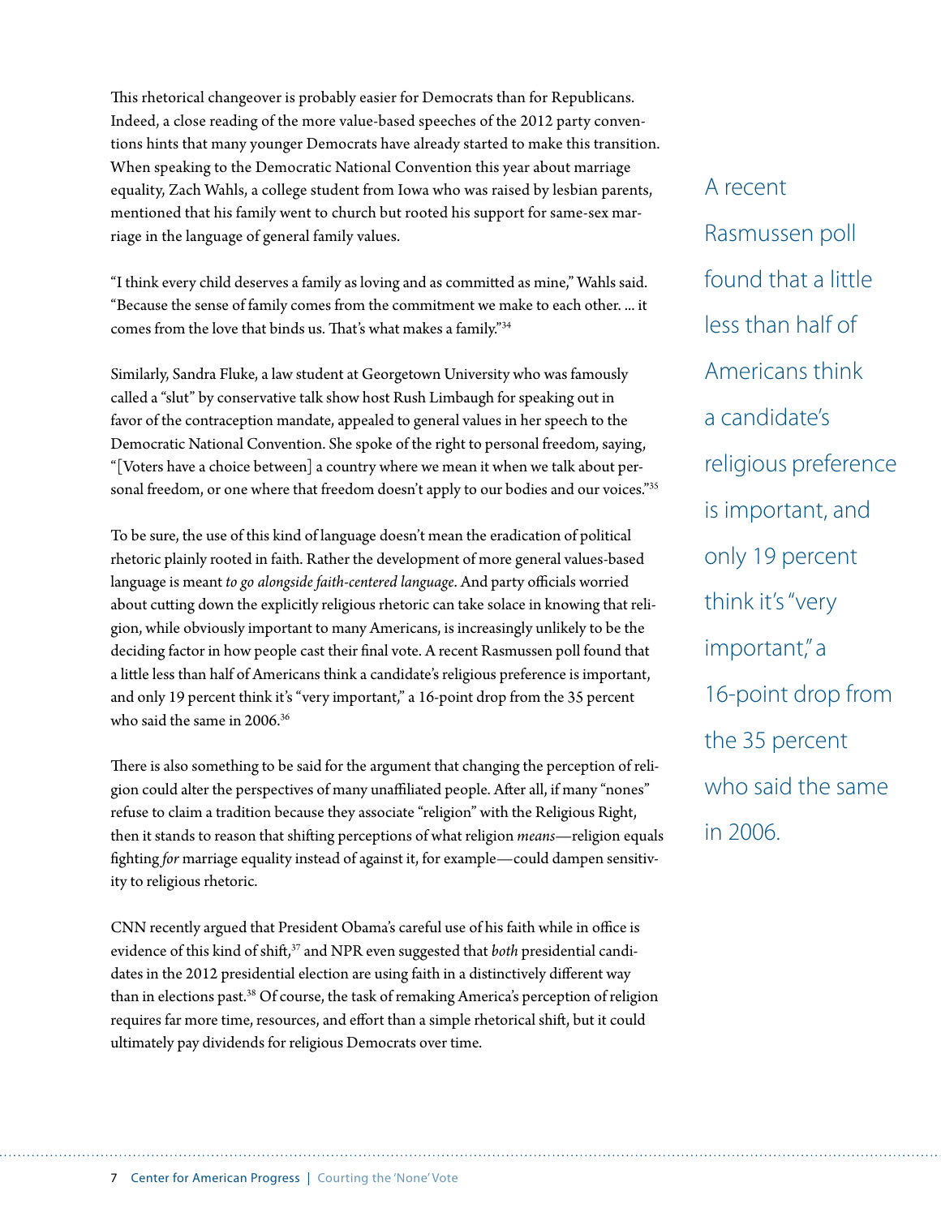This rhetorical changeover is probably easier for Democrats than for Republicans. Indeed, a close reading of the more value-based speeches of the 2012 party conventions hints that many younger Democrats have already started to make this transition. When speaking to the Democratic National Convention this year about marriage equality, Zach Wahls, a college student from Iowa who was raised by lesbian parents, mentioned that his family went to church but rooted his support for same-sex marriage in the language of general family values.

"I think every child deserves a family as loving and as committed as mine," Wahls said. "Because the sense of family comes from the commitment we make to each other. ... it comes from the love that binds us. That's what makes a family."[34]

Similarly, Sandra Fluke, a law student at Georgetown University who was famously called a "slut" by conservative talk show host Rush Limbaugh for speaking out in favor of the contraception mandate, appealed to general values in her speech to the Democratic National Convention. She spoke of the right to personal freedom, saying, "[Voters have a choice between] a country where we mean it when we talk about personal freedom, or one where that freedom doesn't apply to our bodies and our voices."[35]

To be sure, the use of this kind of language doesn't mean the eradication of political rhetoric plainly rooted in faith. Rather the development of more general values-based language is meant *to go alongside faith-centered language*. And party officials worried about cutting down the explicitly religious rhetoric can take solace in knowing that religion, while obviously important to many Americans, is increasingly unlikely to be the deciding factor in how people cast their final vote. A recent Rasmussen poll found that a little less than half of Americans think a candidate's religious preference is important, and only 19 percent think it's "very important," a 16-point drop from the 35 percent who said the same in 2006.[36]

> A recent Rasmussen poll found that a little less than half of Americans think a candidate's religious preference is important, and only 19 percent think it's "very important," a 16-point drop from the 35 percent who said the same in 2006.

There is also something to be said for the argument that changing the perception of religion could alter the perspectives of many unaffiliated people. After all, if many "nones" refuse to claim a tradition because they associate "religion" with the Religious Right, then it stands to reason that shifting perceptions of what religion *means*—religion equals fighting *for* marriage equality instead of against it, for example—could dampen sensitivity to religious rhetoric.

CNN recently argued that President Obama's careful use of his faith while in office is evidence of this kind of shift,[37] and NPR even suggested that *both* presidential candidates in the 2012 presidential election are using faith in a distinctively different way than in elections past.[38] Of course, the task of remaking America's perception of religion requires far more time, resources, and effort than a simple rhetorical shift, but it could ultimately pay dividends for religious Democrats over time.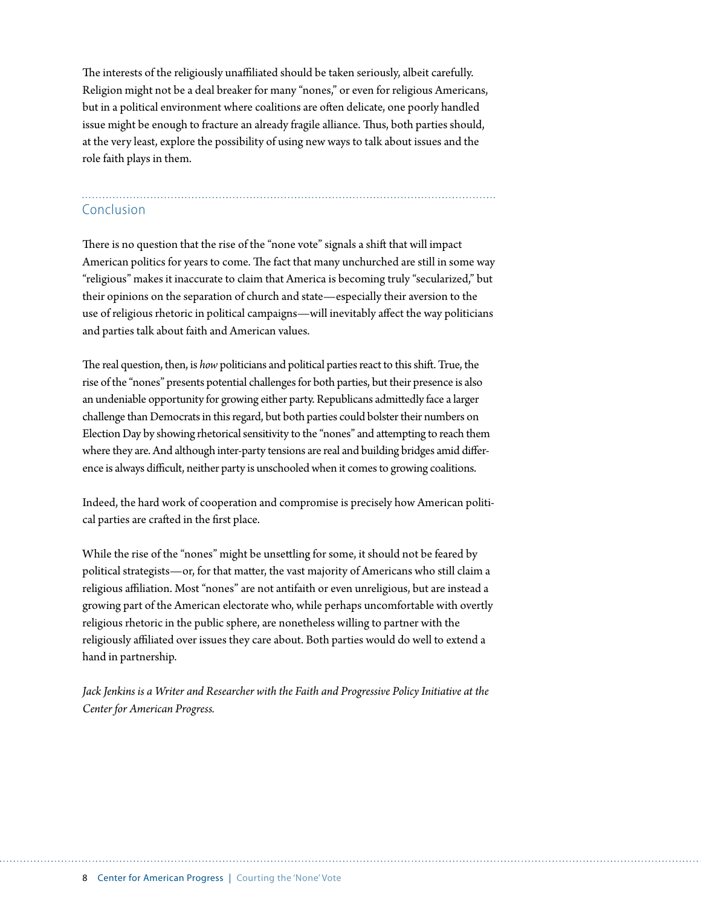The interests of the religiously unaffiliated should be taken seriously, albeit carefully. Religion might not be a deal breaker for many "nones," or even for religious Americans, but in a political environment where coalitions are often delicate, one poorly handled issue might be enough to fracture an already fragile alliance. Thus, both parties should, at the very least, explore the possibility of using new ways to talk about issues and the role faith plays in them.

## Conclusion

There is no question that the rise of the "none vote" signals a shift that will impact American politics for years to come. The fact that many unchurched are still in some way "religious" makes it inaccurate to claim that America is becoming truly "secularized," but their opinions on the separation of church and state—especially their aversion to the use of religious rhetoric in political campaigns—will inevitably affect the way politicians and parties talk about faith and American values.

The real question, then, is *how* politicians and political parties react to this shift. True, the rise of the "nones" presents potential challenges for both parties, but their presence is also an undeniable opportunity for growing either party. Republicans admittedly face a larger challenge than Democrats in this regard, but both parties could bolster their numbers on Election Day by showing rhetorical sensitivity to the "nones" and attempting to reach them where they are. And although inter-party tensions are real and building bridges amid difference is always difficult, neither party is unschooled when it comes to growing coalitions.

Indeed, the hard work of cooperation and compromise is precisely how American political parties are crafted in the first place.

While the rise of the "nones" might be unsettling for some, it should not be feared by political strategists—or, for that matter, the vast majority of Americans who still claim a religious affiliation. Most "nones" are not antifaith or even unreligious, but are instead a growing part of the American electorate who, while perhaps uncomfortable with overtly religious rhetoric in the public sphere, are nonetheless willing to partner with the religiously affiliated over issues they care about. Both parties would do well to extend a hand in partnership.

*Jack Jenkins is a Writer and Researcher with the Faith and Progressive Policy Initiative at the Center for American Progress.*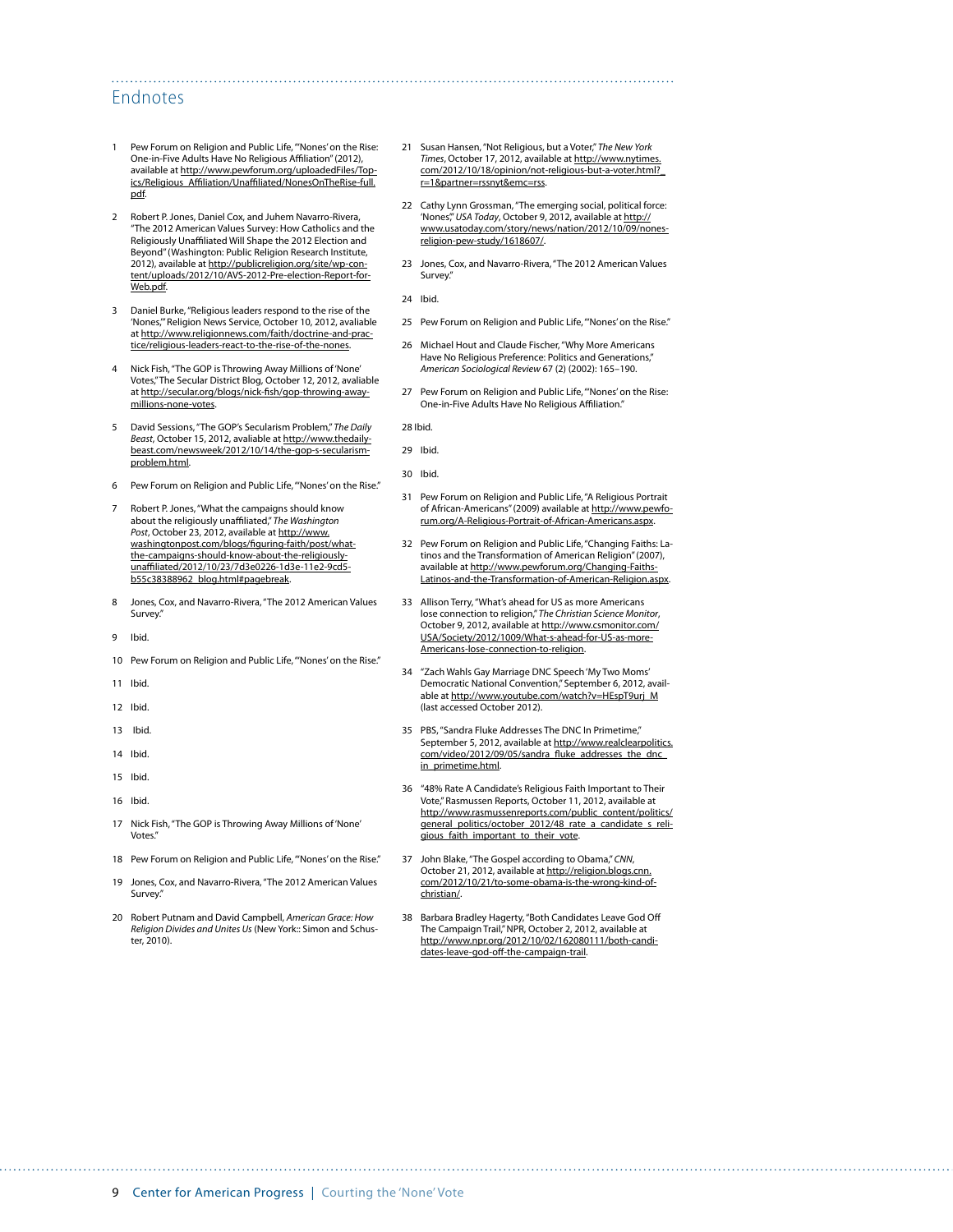## Endnotes

1. Pew Forum on Religion and Public Life, "'Nones' on the Rise: One-in-Five Adults Have No Religious Affiliation" (2012), available at http://www.pewforum.org/uploadedFiles/Topics/Religious_Affiliation/Unaffiliated/NonesOnTheRise-full.pdf.

2. Robert P. Jones, Daniel Cox, and Juhem Navarro-Rivera, "The 2012 American Values Survey: How Catholics and the Religiously Unaffiliated Will Shape the 2012 Election and Beyond" (Washington: Public Religion Research Institute, 2012), available at http://publicreligion.org/site/wp-content/uploads/2012/10/AVS-2012-Pre-election-Report-for-Web.pdf.

3. Daniel Burke, "Religious leaders respond to the rise of the 'Nones,'" Religion News Service, October 10, 2012, avaliable at http://www.religionnews.com/faith/doctrine-and-practice/religious-leaders-react-to-the-rise-of-the-nones.

4. Nick Fish, "The GOP is Throwing Away Millions of 'None' Votes," The Secular District Blog, October 12, 2012, avaliable at http://secular.org/blogs/nick-fish/gop-throwing-away-millions-none-votes.

5. David Sessions, "The GOP's Secularism Problem," *The Daily Beast*, October 15, 2012, avaliable at http://www.thedailybeast.com/newsweek/2012/10/14/the-gop-s-secularism-problem.html.

6. Pew Forum on Religion and Public Life, "'Nones' on the Rise."

7. Robert P. Jones, "What the campaigns should know about the religiously unaffiliated," *The Washington Post*, October 23, 2012, available at http://www.washingtonpost.com/blogs/figuring-faith/post/what-the-campaigns-should-know-about-the-religiously-unaffiliated/2012/10/23/7d3e0226-1d3e-11e2-9cd5-b55c38388962_blog.html#pagebreak.

8. Jones, Cox, and Navarro-Rivera, "The 2012 American Values Survey."

9. Ibid.

10. Pew Forum on Religion and Public Life, "'Nones' on the Rise."

11. Ibid.

12. Ibid.

13. Ibid.

14. Ibid.

15. Ibid.

16. Ibid.

17. Nick Fish, "The GOP is Throwing Away Millions of 'None' Votes."

18. Pew Forum on Religion and Public Life, "'Nones' on the Rise."

19. Jones, Cox, and Navarro-Rivera, "The 2012 American Values Survey."

20. Robert Putnam and David Campbell, *American Grace: How Religion Divides and Unites Us* (New York:: Simon and Schuster, 2010).

21. Susan Hansen, "Not Religious, but a Voter," *The New York Times*, October 17, 2012, available at http://www.nytimes.com/2012/10/18/opinion/not-religious-but-a-voter.html?_r=1&partner=rssnyt&emc=rss.

22. Cathy Lynn Grossman, "The emerging social, political force: 'Nones'," *USA Today*, October 9, 2012, available at http://www.usatoday.com/story/news/nation/2012/10/09/nones-religion-pew-study/1618607/.

23. Jones, Cox, and Navarro-Rivera, "The 2012 American Values Survey."

24. Ibid.

25. Pew Forum on Religion and Public Life, "'Nones' on the Rise."

26. Michael Hout and Claude Fischer, "Why More Americans Have No Religious Preference: Politics and Generations," *American Sociological Review* 67 (2) (2002): 165–190.

27. Pew Forum on Religion and Public Life, "'Nones' on the Rise: One-in-Five Adults Have No Religious Affiliation."

28. Ibid.

29. Ibid.

30. Ibid.

31. Pew Forum on Religion and Public Life, "A Religious Portrait of African-Americans" (2009) available at http://www.pewforum.org/A-Religious-Portrait-of-African-Americans.aspx.

32. Pew Forum on Religion and Public Life, "Changing Faiths: Latinos and the Transformation of American Religion" (2007), available at http://www.pewforum.org/Changing-Faiths-Latinos-and-the-Transformation-of-American-Religion.aspx.

33. Allison Terry, "What's ahead for US as more Americans lose connection to religion," *The Christian Science Monitor*, October 9, 2012, available at http://www.csmonitor.com/USA/Society/2012/1009/What-s-ahead-for-US-as-more-Americans-lose-connection-to-religion.

34. "Zach Wahls Gay Marriage DNC Speech 'My Two Moms' Democratic National Convention," September 6, 2012, available at http://www.youtube.com/watch?v=HEspT9urj_M (last accessed October 2012).

35. PBS, "Sandra Fluke Addresses The DNC In Primetime," September 5, 2012, available at http://www.realclearpolitics.com/video/2012/09/05/sandra_fluke_addresses_the_dnc_in_primetime.html.

36. "48% Rate A Candidate's Religious Faith Important to Their Vote," Rasmussen Reports, October 11, 2012, available at http://www.rasmussenreports.com/public_content/politics/general_politics/october_2012/48_rate_a_candidate_s_religious_faith_important_to_their_vote.

37. John Blake, "The Gospel according to Obama," *CNN*, October 21, 2012, available at http://religion.blogs.cnn.com/2012/10/21/to-some-obama-is-the-wrong-kind-of-christian/.

38. Barbara Bradley Hagerty, "Both Candidates Leave God Off The Campaign Trail," NPR, October 2, 2012, available at http://www.npr.org/2012/10/02/162080111/both-candidates-leave-god-off-the-campaign-trail.